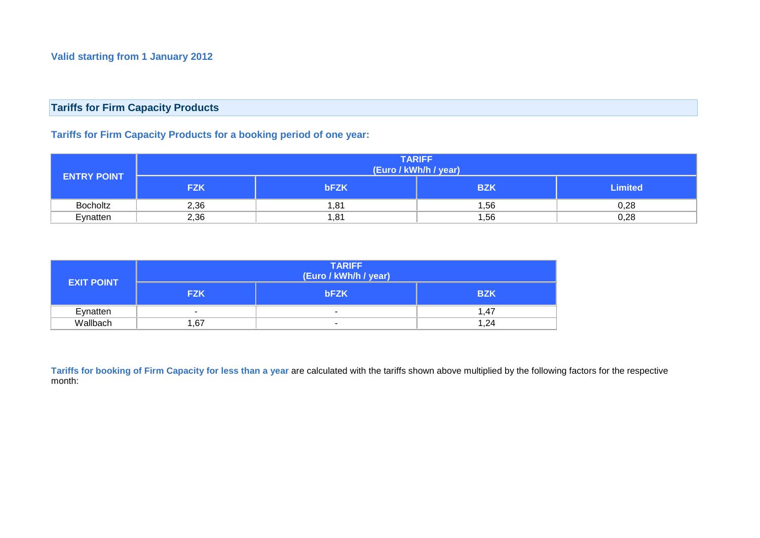**Valid starting from 1 January 2012**

## Tariffs for Firm Capacity Products

### Tariffs for Firm Capacity Products for a booking period of one year:

| ENTRY POINT | TARIFF (Euro / kWh/h / year) | | | |
|---|---|---|---|---|
| | FZK | bFZK | BZK | Limited |
| Bocholtz | 2,36 | 1,81 | 1,56 | 0,28 |
| Eynatten | 2,36 | 1,81 | 1,56 | 0,28 |

| EXIT POINT | TARIFF (Euro / kWh/h / year) | | |
|---|---|---|---|
| | FZK | bFZK | BZK |
| Eynatten | - | - | 1,47 |
| Wallbach | 1,67 | - | 1,24 |

**Tariffs for booking of Firm Capacity for less than a year** are calculated with the tariffs shown above multiplied by the following factors for the respective month: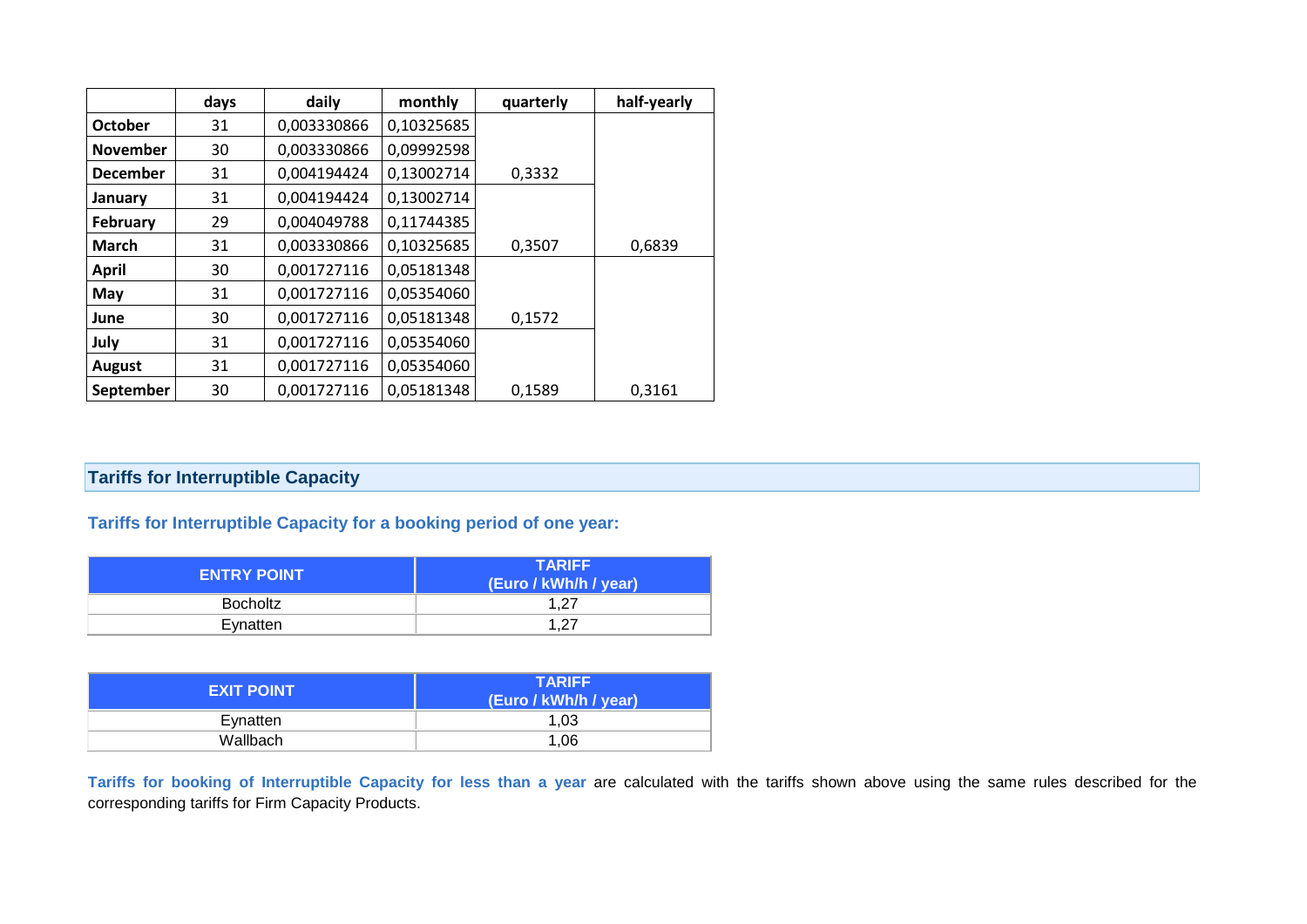| | days | daily | monthly | quarterly | half-yearly |
|---|---|---|---|---|---|
| **October** | 31 | 0,003330866 | 0,10325685 | | |
| **November** | 30 | 0,003330866 | 0,09992598 | | |
| **December** | 31 | 0,004194424 | 0,13002714 | 0,3332 | |
| **January** | 31 | 0,004194424 | 0,13002714 | | |
| **February** | 29 | 0,004049788 | 0,11744385 | | |
| **March** | 31 | 0,003330866 | 0,10325685 | 0,3507 | 0,6839 |
| **April** | 30 | 0,001727116 | 0,05181348 | | |
| **May** | 31 | 0,001727116 | 0,05354060 | | |
| **June** | 30 | 0,001727116 | 0,05181348 | 0,1572 | |
| **July** | 31 | 0,001727116 | 0,05354060 | | |
| **August** | 31 | 0,001727116 | 0,05354060 | | |
| **September** | 30 | 0,001727116 | 0,05181348 | 0,1589 | 0,3161 |

## Tariffs for Interruptible Capacity

### Tariffs for Interruptible Capacity for a booking period of one year:

| ENTRY POINT | TARIFF (Euro / kWh/h / year) |
|---|---|
| Bocholtz | 1,27 |
| Eynatten | 1,27 |

| EXIT POINT | TARIFF (Euro / kWh/h / year) |
|---|---|
| Eynatten | 1,03 |
| Wallbach | 1,06 |

**Tariffs for booking of Interruptible Capacity for less than a year** are calculated with the tariffs shown above using the same rules described for the corresponding tariffs for Firm Capacity Products.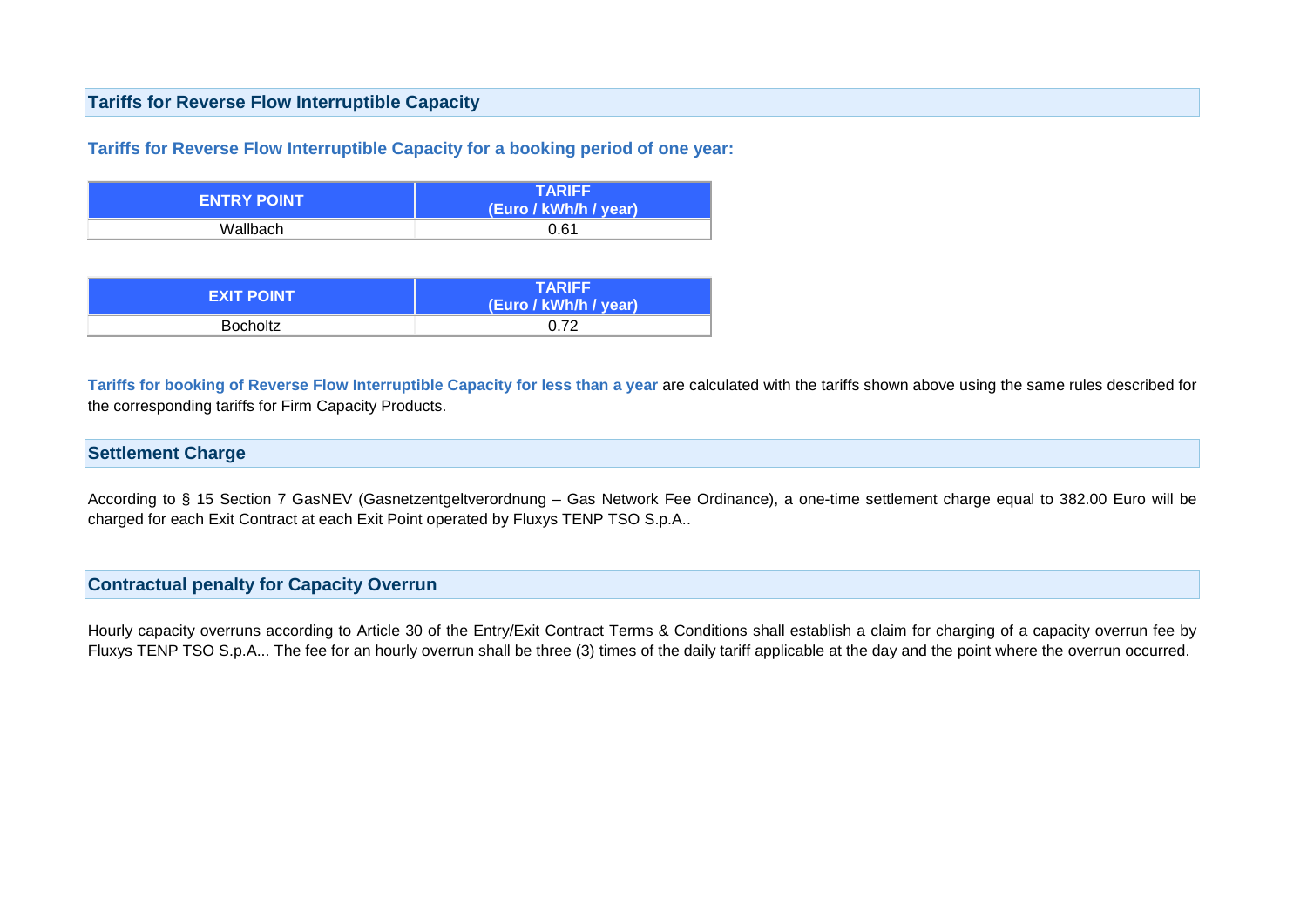## Tariffs for Reverse Flow Interruptible Capacity

### Tariffs for Reverse Flow Interruptible Capacity for a booking period of one year:

| ENTRY POINT | TARIFF (Euro / kWh/h / year) |
|---|---|
| Wallbach | 0.61 |

| EXIT POINT | TARIFF (Euro / kWh/h / year) |
|---|---|
| Bocholtz | 0.72 |

**Tariffs for booking of Reverse Flow Interruptible Capacity for less than a year** are calculated with the tariffs shown above using the same rules described for the corresponding tariffs for Firm Capacity Products.

## Settlement Charge

According to § 15 Section 7 GasNEV (Gasnetzentgeltverordnung – Gas Network Fee Ordinance), a one-time settlement charge equal to 382.00 Euro will be charged for each Exit Contract at each Exit Point operated by Fluxys TENP TSO S.p.A..

## Contractual penalty for Capacity Overrun

Hourly capacity overruns according to Article 30 of the Entry/Exit Contract Terms & Conditions shall establish a claim for charging of a capacity overrun fee by Fluxys TENP TSO S.p.A... The fee for an hourly overrun shall be three (3) times of the daily tariff applicable at the day and the point where the overrun occurred.